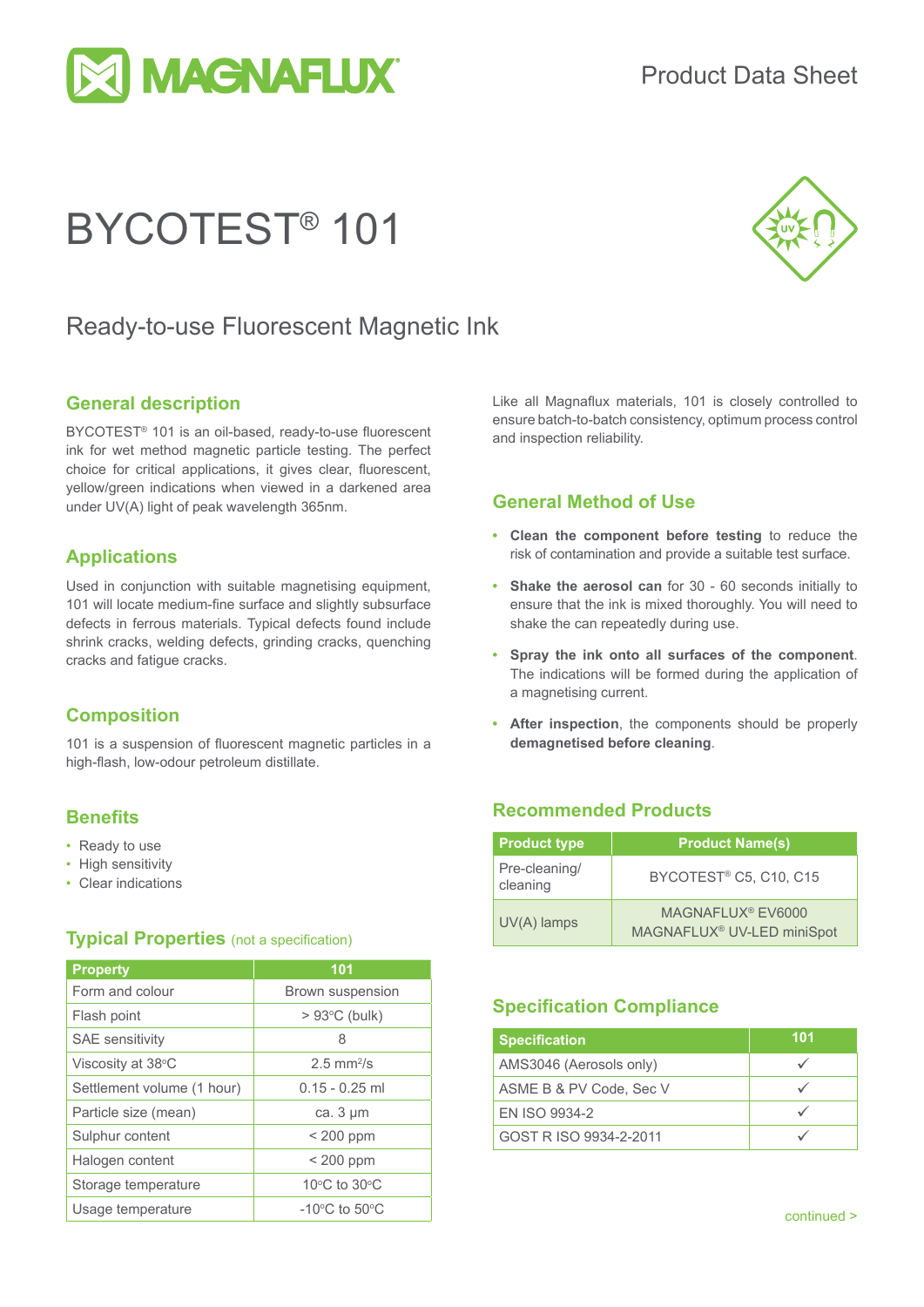Product Data Sheet

# BYCOTEST® 101

## Ready-to-use Fluorescent Magnetic Ink

### General description

BYCOTEST® 101 is an oil-based, ready-to-use fluorescent ink for wet method magnetic particle testing. The perfect choice for critical applications, it gives clear, fluorescent, yellow/green indications when viewed in a darkened area under UV(A) light of peak wavelength 365nm.

Like all Magnaflux materials, 101 is closely controlled to ensure batch-to-batch consistency, optimum process control and inspection reliability.

### Applications

Used in conjunction with suitable magnetising equipment, 101 will locate medium-fine surface and slightly subsurface defects in ferrous materials. Typical defects found include shrink cracks, welding defects, grinding cracks, quenching cracks and fatigue cracks.

### Composition

101 is a suspension of fluorescent magnetic particles in a high-flash, low-odour petroleum distillate.

### Benefits

- Ready to use
- High sensitivity
- Clear indications

### Typical Properties (not a specification)

| Property | 101 |
|---|---|
| Form and colour | Brown suspension |
| Flash point | > 93°C (bulk) |
| SAE sensitivity | 8 |
| Viscosity at 38°C | 2.5 mm²/s |
| Settlement volume (1 hour) | 0.15 - 0.25 ml |
| Particle size (mean) | ca. 3 µm |
| Sulphur content | < 200 ppm |
| Halogen content | < 200 ppm |
| Storage temperature | 10°C to 30°C |
| Usage temperature | -10°C to 50°C |

### General Method of Use

- **Clean the component before testing** to reduce the risk of contamination and provide a suitable test surface.
- **Shake the aerosol can** for 30 - 60 seconds initially to ensure that the ink is mixed thoroughly. You will need to shake the can repeatedly during use.
- **Spray the ink onto all surfaces of the component**. The indications will be formed during the application of a magnetising current.
- **After inspection**, the components should be properly **demagnetised before cleaning**.

### Recommended Products

| Product type | Product Name(s) |
|---|---|
| Pre-cleaning/ cleaning | BYCOTEST® C5, C10, C15 |
| UV(A) lamps | MAGNAFLUX® EV6000<br>MAGNAFLUX® UV-LED miniSpot |

### Specification Compliance

| Specification | 101 |
|---|---|
| AMS3046 (Aerosols only) | ✓ |
| ASME B & PV Code, Sec V | ✓ |
| EN ISO 9934-2 | ✓ |
| GOST R ISO 9934-2-2011 | ✓ |

continued >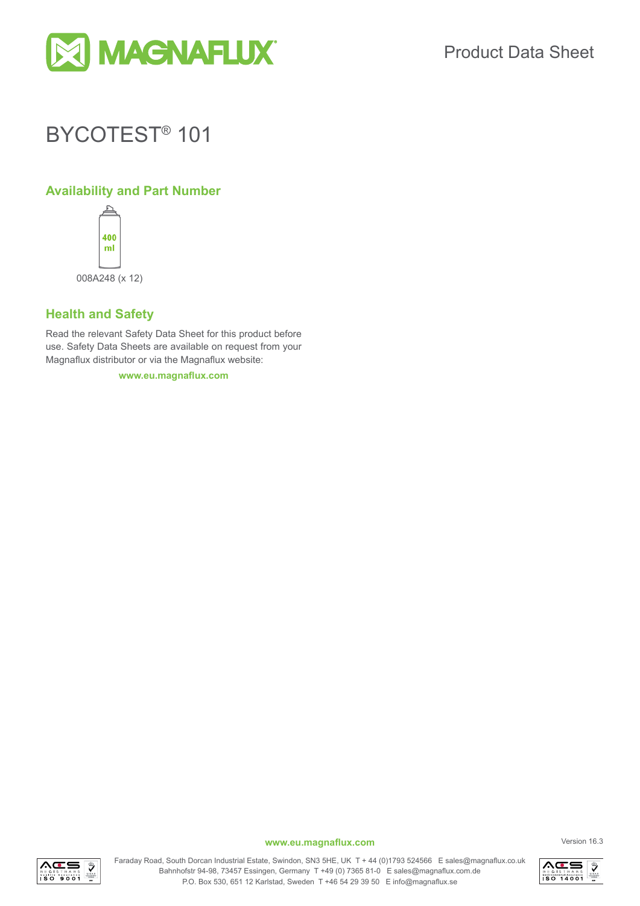# BYCOTEST® 101

## Availability and Part Number

400 ml

008A248 (x 12)

## Health and Safety

Read the relevant Safety Data Sheet for this product before use. Safety Data Sheets are available on request from your Magnaflux distributor or via the Magnaflux website:

**www.eu.magnaflux.com**